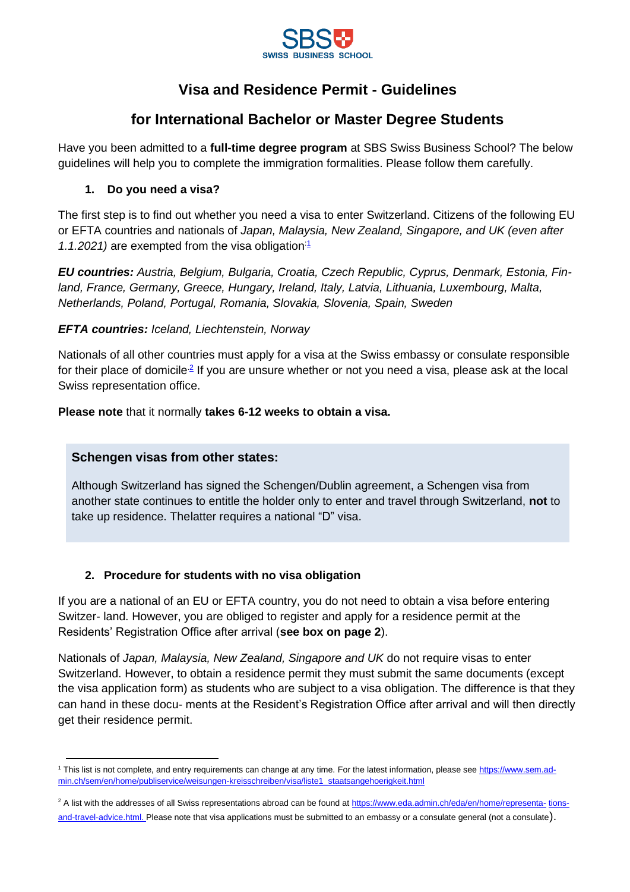SBS SWISS BUSINESS SCHOOL

# Visa and Residence Permit - Guidelines

## for International Bachelor or Master Degree Students

Have you been admitted to a **full-time degree program** at SBS Swiss Business School? The below guidelines will help you to complete the immigration formalities. Please follow them carefully.

### 1. Do you need a visa?

The first step is to find out whether you need a visa to enter Switzerland. Citizens of the following EU or EFTA countries and nationals of *Japan, Malaysia, New Zealand, Singapore, and UK (even after 1.1.2021)* are exempted from the visa obligation[1]

***EU countries:*** *Austria, Belgium, Bulgaria, Croatia, Czech Republic, Cyprus, Denmark, Estonia, Finland, France, Germany, Greece, Hungary, Ireland, Italy, Latvia, Lithuania, Luxembourg, Malta, Netherlands, Poland, Portugal, Romania, Slovakia, Slovenia, Spain, Sweden*

***EFTA countries:*** *Iceland, Liechtenstein, Norway*

Nationals of all other countries must apply for a visa at the Swiss embassy or consulate responsible for their place of domicile[2] If you are unsure whether or not you need a visa, please ask at the local Swiss representation office.

**Please note** that it normally **takes 6-12 weeks to obtain a visa.**

> **Schengen visas from other states:**
>
> Although Switzerland has signed the Schengen/Dublin agreement, a Schengen visa from another state continues to entitle the holder only to enter and travel through Switzerland, **not** to take up residence. Thelatter requires a national "D" visa.

### 2. Procedure for students with no visa obligation

If you are a national of an EU or EFTA country, you do not need to obtain a visa before entering Switzer- land. However, you are obliged to register and apply for a residence permit at the Residents' Registration Office after arrival (**see box on page 2**).

Nationals of *Japan, Malaysia, New Zealand, Singapore and UK* do not require visas to enter Switzerland. However, to obtain a residence permit they must submit the same documents (except the visa application form) as students who are subject to a visa obligation. The difference is that they can hand in these docu- ments at the Resident's Registration Office after arrival and will then directly get their residence permit.

---

[1] This list is not complete, and entry requirements can change at any time. For the latest information, please see https://www.sem.admin.ch/sem/en/home/publiservice/weisungen-kreisschreiben/visa/liste1_staatsangehoerigkeit.html

[2] A list with the addresses of all Swiss representations abroad can be found at https://www.eda.admin.ch/eda/en/home/representa- tions-and-travel-advice.html. Please note that visa applications must be submitted to an embassy or a consulate general (not a consulate).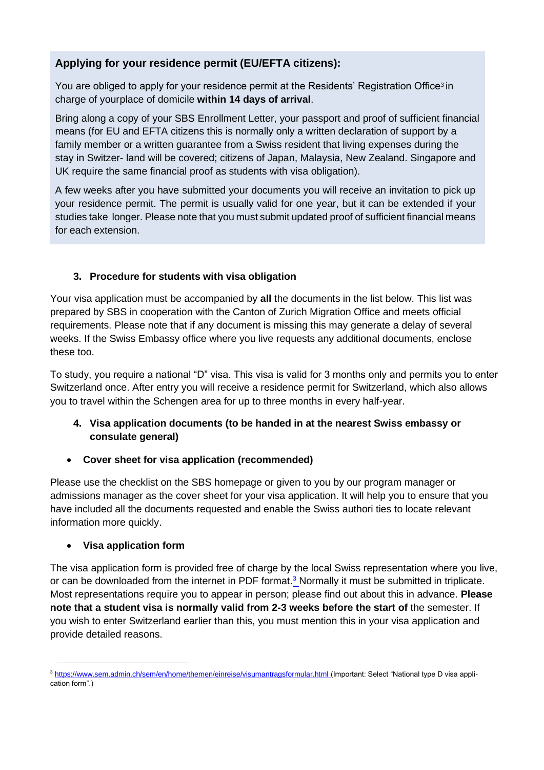**Applying for your residence permit (EU/EFTA citizens):**

You are obliged to apply for your residence permit at the Residents' Registration Office[3] in charge of yourplace of domicile **within 14 days of arrival**.

Bring along a copy of your SBS Enrollment Letter, your passport and proof of sufficient financial means (for EU and EFTA citizens this is normally only a written declaration of support by a family member or a written guarantee from a Swiss resident that living expenses during the stay in Switzer- land will be covered; citizens of Japan, Malaysia, New Zealand. Singapore and UK require the same financial proof as students with visa obligation).

A few weeks after you have submitted your documents you will receive an invitation to pick up your residence permit. The permit is usually valid for one year, but it can be extended if your studies take longer. Please note that you must submit updated proof of sufficient financial means for each extension.

## 3. Procedure for students with visa obligation

Your visa application must be accompanied by **all** the documents in the list below. This list was prepared by SBS in cooperation with the Canton of Zurich Migration Office and meets official requirements. Please note that if any document is missing this may generate a delay of several weeks. If the Swiss Embassy office where you live requests any additional documents, enclose these too.

To study, you require a national "D" visa. This visa is valid for 3 months only and permits you to enter Switzerland once. After entry you will receive a residence permit for Switzerland, which also allows you to travel within the Schengen area for up to three months in every half-year.

## 4. Visa application documents (to be handed in at the nearest Swiss embassy or consulate general)

- **Cover sheet for visa application (recommended)**

Please use the checklist on the SBS homepage or given to you by our program manager or admissions manager as the cover sheet for your visa application. It will help you to ensure that you have included all the documents requested and enable the Swiss authori ties to locate relevant information more quickly.

- **Visa application form**

The visa application form is provided free of charge by the local Swiss representation where you live, or can be downloaded from the internet in PDF format.[3] Normally it must be submitted in triplicate. Most representations require you to appear in person; please find out about this in advance. **Please note that a student visa is normally valid from 2-3 weeks before the start of** the semester. If you wish to enter Switzerland earlier than this, you must mention this in your visa application and provide detailed reasons.

---

[3] https://www.sem.admin.ch/sem/en/home/themen/einreise/visumantragsformular.html (Important: Select "National type D visa application form".)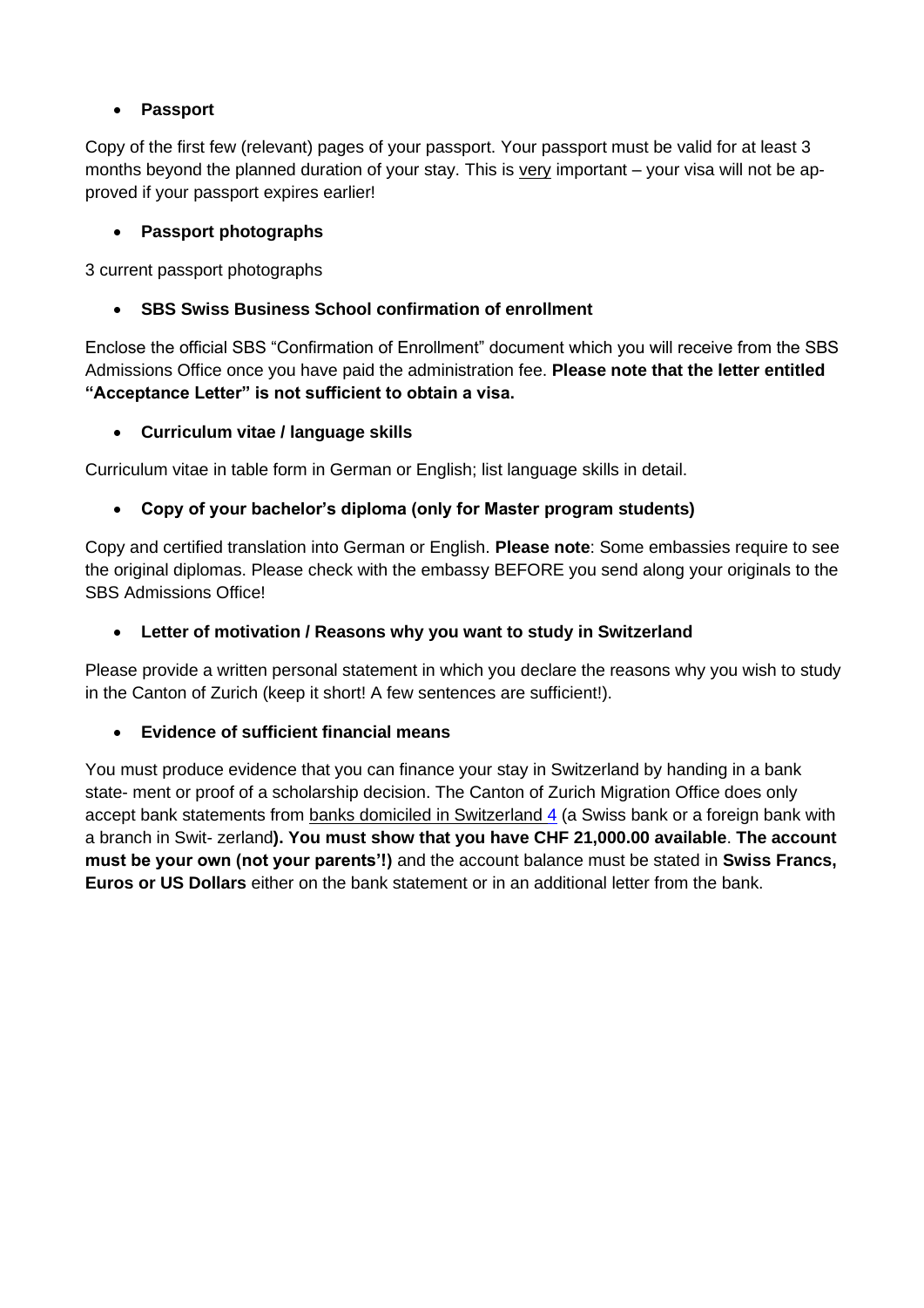- **Passport**

Copy of the first few (relevant) pages of your passport. Your passport must be valid for at least 3 months beyond the planned duration of your stay. This is very important – your visa will not be approved if your passport expires earlier!

- **Passport photographs**

3 current passport photographs

- **SBS Swiss Business School confirmation of enrollment**

Enclose the official SBS "Confirmation of Enrollment" document which you will receive from the SBS Admissions Office once you have paid the administration fee. **Please note that the letter entitled "Acceptance Letter" is not sufficient to obtain a visa.**

- **Curriculum vitae / language skills**

Curriculum vitae in table form in German or English; list language skills in detail.

- **Copy of your bachelor's diploma (only for Master program students)**

Copy and certified translation into German or English. **Please note**: Some embassies require to see the original diplomas. Please check with the embassy BEFORE you send along your originals to the SBS Admissions Office!

- **Letter of motivation / Reasons why you want to study in Switzerland**

Please provide a written personal statement in which you declare the reasons why you wish to study in the Canton of Zurich (keep it short! A few sentences are sufficient!).

- **Evidence of sufficient financial means**

You must produce evidence that you can finance your stay in Switzerland by handing in a bank statement or proof of a scholarship decision. The Canton of Zurich Migration Office does only accept bank statements from banks domiciled in Switzerland [4] (a Swiss bank or a foreign bank with a branch in Switzerland**). You must show that you have CHF 21,000.00 available**. **The account must be your own (not your parents'!)** and the account balance must be stated in **Swiss Francs, Euros or US Dollars** either on the bank statement or in an additional letter from the bank.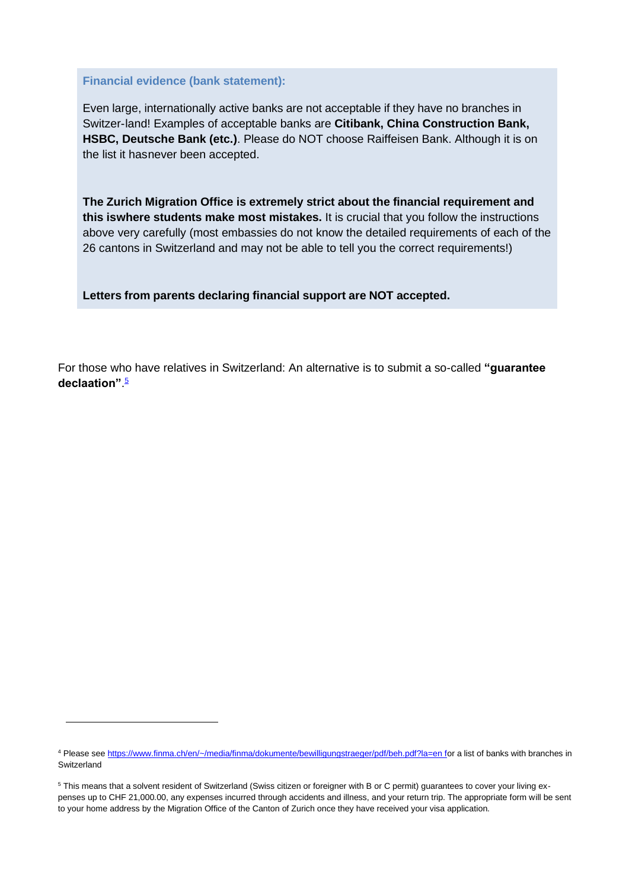**Financial evidence (bank statement):**

Even large, internationally active banks are not acceptable if they have no branches in Switzer-land! Examples of acceptable banks are **Citibank, China Construction Bank, HSBC, Deutsche Bank (etc.)**. Please do NOT choose Raiffeisen Bank. Although it is on the list it hasnever been accepted.

**The Zurich Migration Office is extremely strict about the financial requirement and this iswhere students make most mistakes.** It is crucial that you follow the instructions above very carefully (most embassies do not know the detailed requirements of each of the 26 cantons in Switzerland and may not be able to tell you the correct requirements!)

**Letters from parents declaring financial support are NOT accepted.**

For those who have relatives in Switzerland: An alternative is to submit a so-called **"guarantee declaation"**.[5]

---

[4] Please see https://www.finma.ch/en/~/media/finma/dokumente/bewilligungstraeger/pdf/beh.pdf?la=en for a list of banks with branches in Switzerland

[5] This means that a solvent resident of Switzerland (Swiss citizen or foreigner with B or C permit) guarantees to cover your living ex-penses up to CHF 21,000.00, any expenses incurred through accidents and illness, and your return trip. The appropriate form will be sent to your home address by the Migration Office of the Canton of Zurich once they have received your visa application.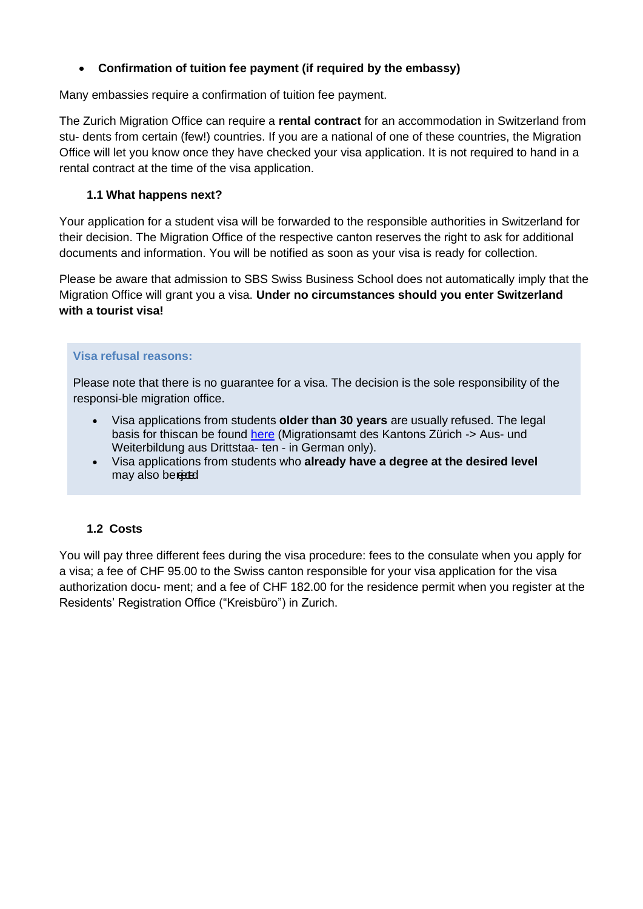- **Confirmation of tuition fee payment (if required by the embassy)**

Many embassies require a confirmation of tuition fee payment.

The Zurich Migration Office can require a **rental contract** for an accommodation in Switzerland from stu- dents from certain (few!) countries. If you are a national of one of these countries, the Migration Office will let you know once they have checked your visa application. It is not required to hand in a rental contract at the time of the visa application.

### 1.1 What happens next?

Your application for a student visa will be forwarded to the responsible authorities in Switzerland for their decision. The Migration Office of the respective canton reserves the right to ask for additional documents and information. You will be notified as soon as your visa is ready for collection.

Please be aware that admission to SBS Swiss Business School does not automatically imply that the Migration Office will grant you a visa. **Under no circumstances should you enter Switzerland with a tourist visa!**

**Visa refusal reasons:**

Please note that there is no guarantee for a visa. The decision is the sole responsibility of the responsi-ble migration office.

- Visa applications from students **older than 30 years** are usually refused. The legal basis for thiscan be found here (Migrationsamt des Kantons Zürich -> Aus- und Weiterbildung aus Drittstaa- ten - in German only).
- Visa applications from students who **already have a degree at the desired level** may also be rejected

### 1.2 Costs

You will pay three different fees during the visa procedure: fees to the consulate when you apply for a visa; a fee of CHF 95.00 to the Swiss canton responsible for your visa application for the visa authorization docu- ment; and a fee of CHF 182.00 for the residence permit when you register at the Residents' Registration Office ("Kreisbüro") in Zurich.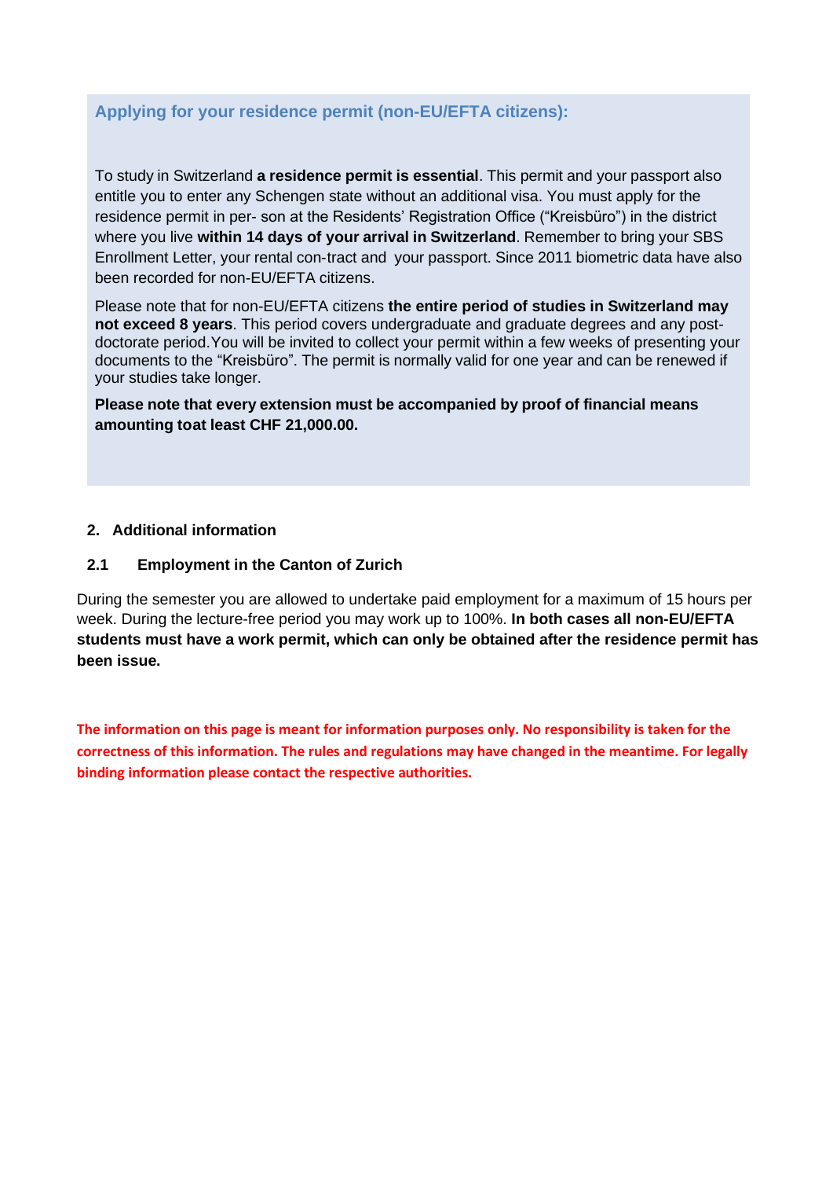### Applying for your residence permit (non-EU/EFTA citizens):

To study in Switzerland **a residence permit is essential**. This permit and your passport also entitle you to enter any Schengen state without an additional visa. You must apply for the residence permit in per- son at the Residents' Registration Office ("Kreisbüro") in the district where you live **within 14 days of your arrival in Switzerland**. Remember to bring your SBS Enrollment Letter, your rental con-tract and your passport. Since 2011 biometric data have also been recorded for non-EU/EFTA citizens.

Please note that for non-EU/EFTA citizens **the entire period of studies in Switzerland may not exceed 8 years**. This period covers undergraduate and graduate degrees and any post-doctorate period.You will be invited to collect your permit within a few weeks of presenting your documents to the "Kreisbüro". The permit is normally valid for one year and can be renewed if your studies take longer.

**Please note that every extension must be accompanied by proof of financial means amounting toat least CHF 21,000.00.**

## 2. Additional information

### 2.1 Employment in the Canton of Zurich

During the semester you are allowed to undertake paid employment for a maximum of 15 hours per week. During the lecture-free period you may work up to 100%. **In both cases all non-EU/EFTA students must have a work permit, which can only be obtained after the residence permit has been issue.**

**The information on this page is meant for information purposes only. No responsibility is taken for the correctness of this information. The rules and regulations may have changed in the meantime. For legally binding information please contact the respective authorities.**